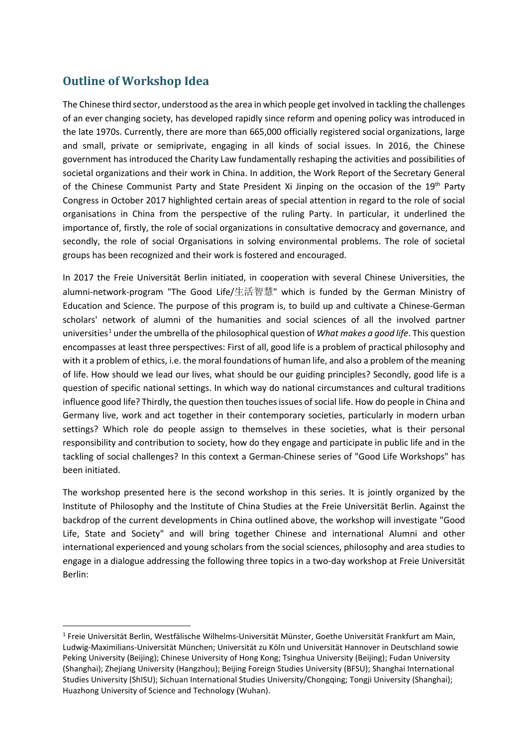## Outline of Workshop Idea

The Chinese third sector, understood as the area in which people get involved in tackling the challenges of an ever changing society, has developed rapidly since reform and opening policy was introduced in the late 1970s. Currently, there are more than 665,000 officially registered social organizations, large and small, private or semiprivate, engaging in all kinds of social issues. In 2016, the Chinese government has introduced the Charity Law fundamentally reshaping the activities and possibilities of societal organizations and their work in China. In addition, the Work Report of the Secretary General of the Chinese Communist Party and State President Xi Jinping on the occasion of the 19th Party Congress in October 2017 highlighted certain areas of special attention in regard to the role of social organisations in China from the perspective of the ruling Party. In particular, it underlined the importance of, firstly, the role of social organizations in consultative democracy and governance, and secondly, the role of social Organisations in solving environmental problems. The role of societal groups has been recognized and their work is fostered and encouraged.

In 2017 the Freie Universität Berlin initiated, in cooperation with several Chinese Universities, the alumni-network-program "The Good Life/生活智慧" which is funded by the German Ministry of Education and Science. The purpose of this program is, to build up and cultivate a Chinese-German scholars' network of alumni of the humanities and social sciences of all the involved partner universities[1] under the umbrella of the philosophical question of *What makes a good life*. This question encompasses at least three perspectives: First of all, good life is a problem of practical philosophy and with it a problem of ethics, i.e. the moral foundations of human life, and also a problem of the meaning of life. How should we lead our lives, what should be our guiding principles? Secondly, good life is a question of specific national settings. In which way do national circumstances and cultural traditions influence good life? Thirdly, the question then touches issues of social life. How do people in China and Germany live, work and act together in their contemporary societies, particularly in modern urban settings? Which role do people assign to themselves in these societies, what is their personal responsibility and contribution to society, how do they engage and participate in public life and in the tackling of social challenges? In this context a German-Chinese series of "Good Life Workshops" has been initiated.

The workshop presented here is the second workshop in this series. It is jointly organized by the Institute of Philosophy and the Institute of China Studies at the Freie Universität Berlin. Against the backdrop of the current developments in China outlined above, the workshop will investigate "Good Life, State and Society" and will bring together Chinese and international Alumni and other international experienced and young scholars from the social sciences, philosophy and area studies to engage in a dialogue addressing the following three topics in a two-day workshop at Freie Universität Berlin:

[1] Freie Universität Berlin, Westfälische Wilhelms-Universität Münster, Goethe Universität Frankfurt am Main, Ludwig-Maximilians-Universität München; Universität zu Köln und Universität Hannover in Deutschland sowie Peking University (Beijing); Chinese University of Hong Kong; Tsinghua University (Beijing); Fudan University (Shanghai); Zhejiang University (Hangzhou); Beijing Foreign Studies University (BFSU); Shanghai International Studies University (ShISU); Sichuan International Studies University/Chongqing; Tongji University (Shanghai); Huazhong University of Science and Technology (Wuhan).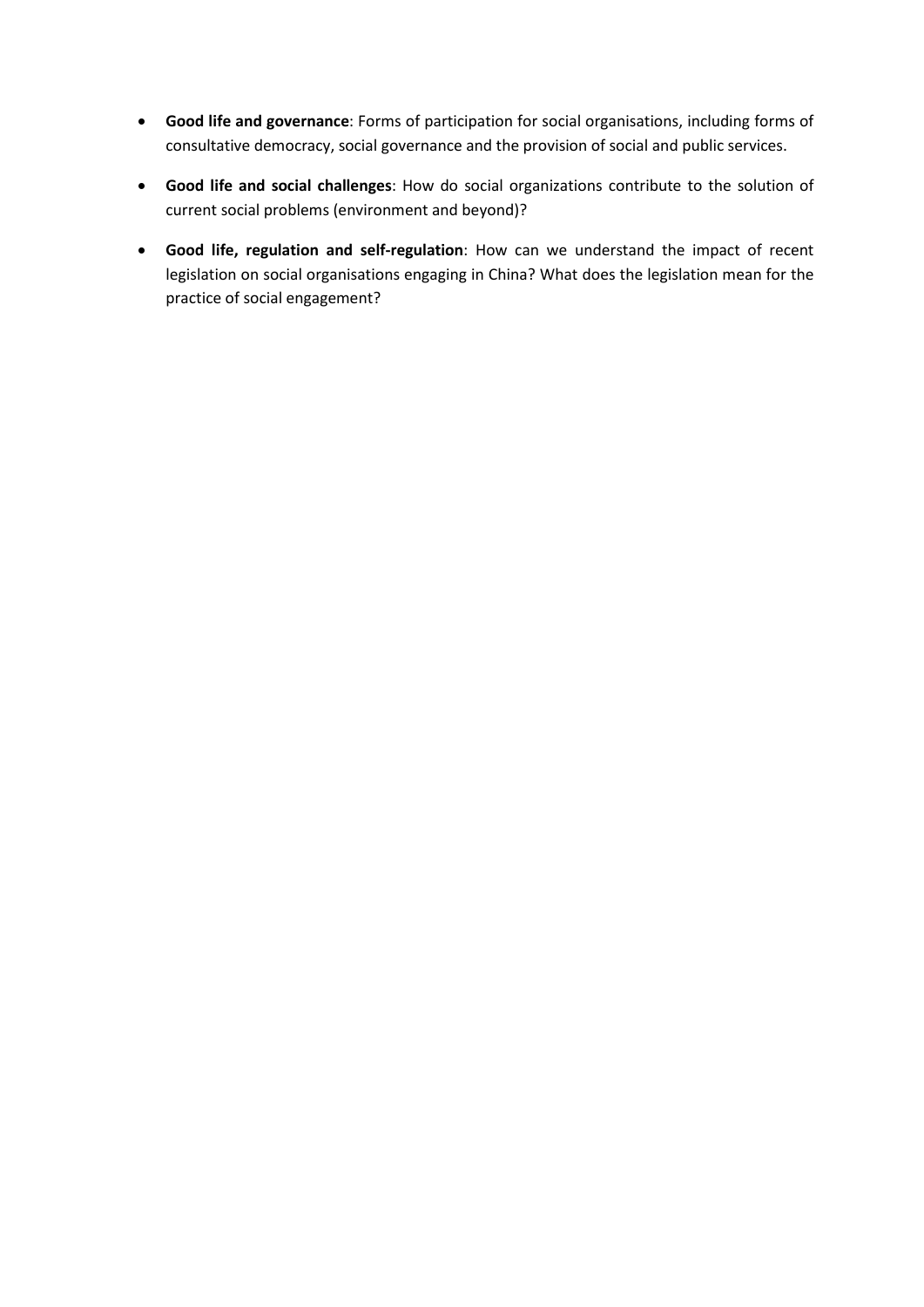- **Good life and governance**: Forms of participation for social organisations, including forms of consultative democracy, social governance and the provision of social and public services.
- **Good life and social challenges**: How do social organizations contribute to the solution of current social problems (environment and beyond)?
- **Good life, regulation and self-regulation**: How can we understand the impact of recent legislation on social organisations engaging in China? What does the legislation mean for the practice of social engagement?